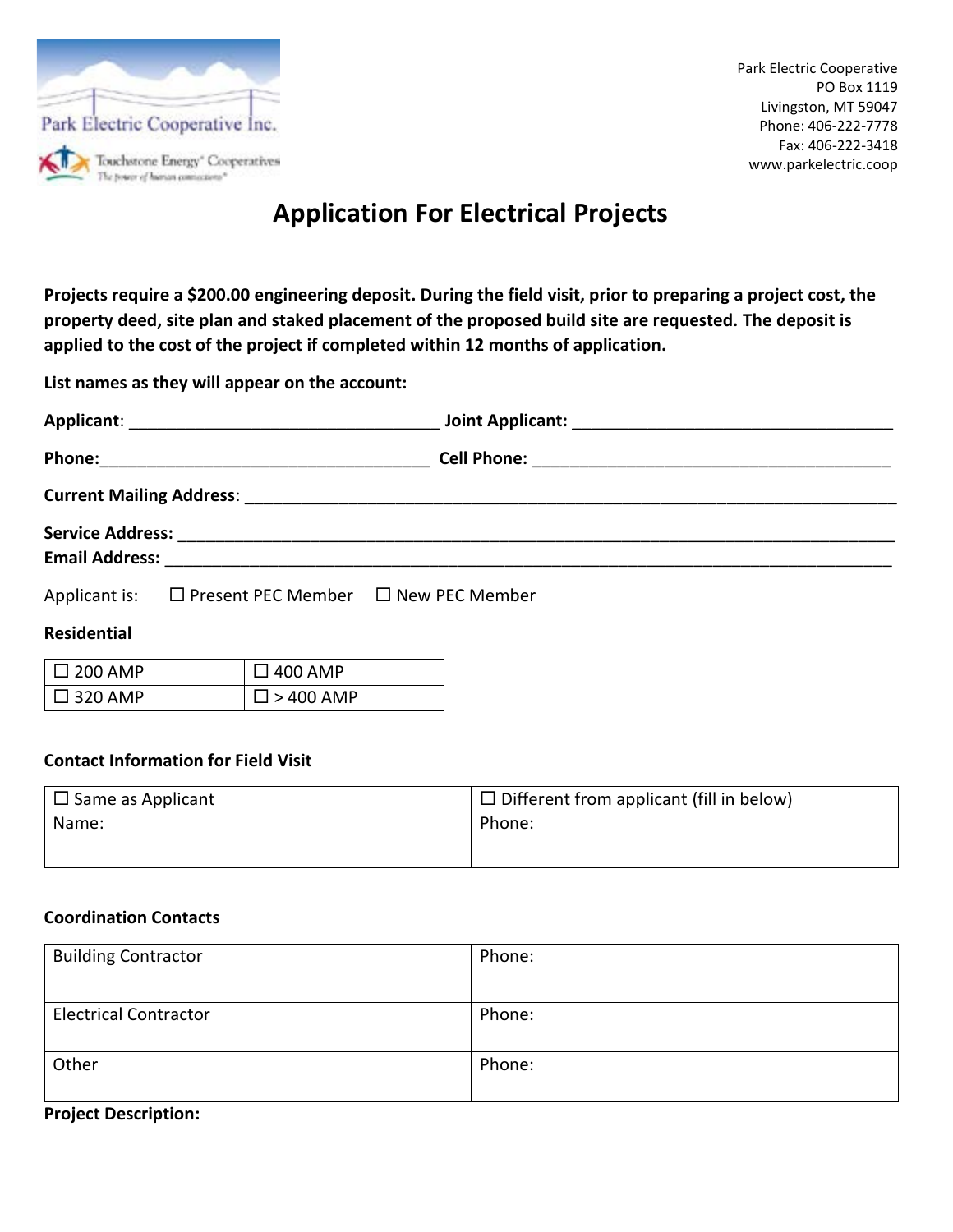Park Electric Cooperative Inc.

Touchstone Energy® Cooperatives

Park Electric Cooperative
PO Box 1119
Livingston, MT 59047
Phone: 406-222-7778
Fax: 406-222-3418
www.parkelectric.coop

# Application For Electrical Projects

**Projects require a $200.00 engineering deposit. During the field visit, prior to preparing a project cost, the property deed, site plan and staked placement of the proposed build site are requested. The deposit is applied to the cost of the project if completed within 12 months of application.**

**List names as they will appear on the account:**

**Applicant**: ________________________________ **Joint Applicant:** ________________________________

**Phone:**________________________________ **Cell Phone:** ________________________________

**Current Mailing Address**: ________________________________________________________________

**Service Address:** ________________________________________________________________

**Email Address:** ________________________________________________________________

Applicant is: ☐ Present PEC Member ☐ New PEC Member

**Residential**

| ☐ 200 AMP | ☐ 400 AMP |
|---|---|
| ☐ 320 AMP | ☐ > 400 AMP |

**Contact Information for Field Visit**

| ☐ Same as Applicant | ☐ Different from applicant (fill in below) |
|---|---|
| Name: | Phone: |

**Coordination Contacts**

| Building Contractor | Phone: |
|---|---|
| Electrical Contractor | Phone: |
| Other | Phone: |

**Project Description:**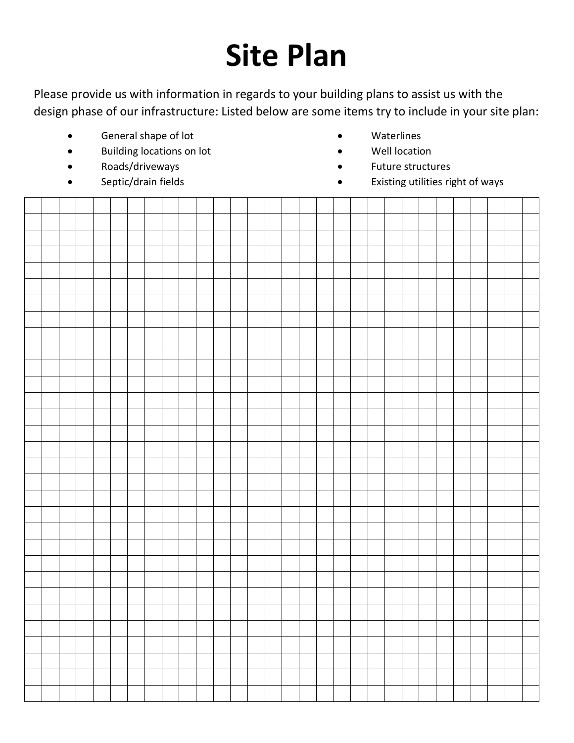# Site Plan

Please provide us with information in regards to your building plans to assist us with the design phase of our infrastructure: Listed below are some items try to include in your site plan:

- General shape of lot
- Building locations on lot
- Roads/driveways
- Septic/drain fields
- Waterlines
- Well location
- Future structures
- Existing utilities right of ways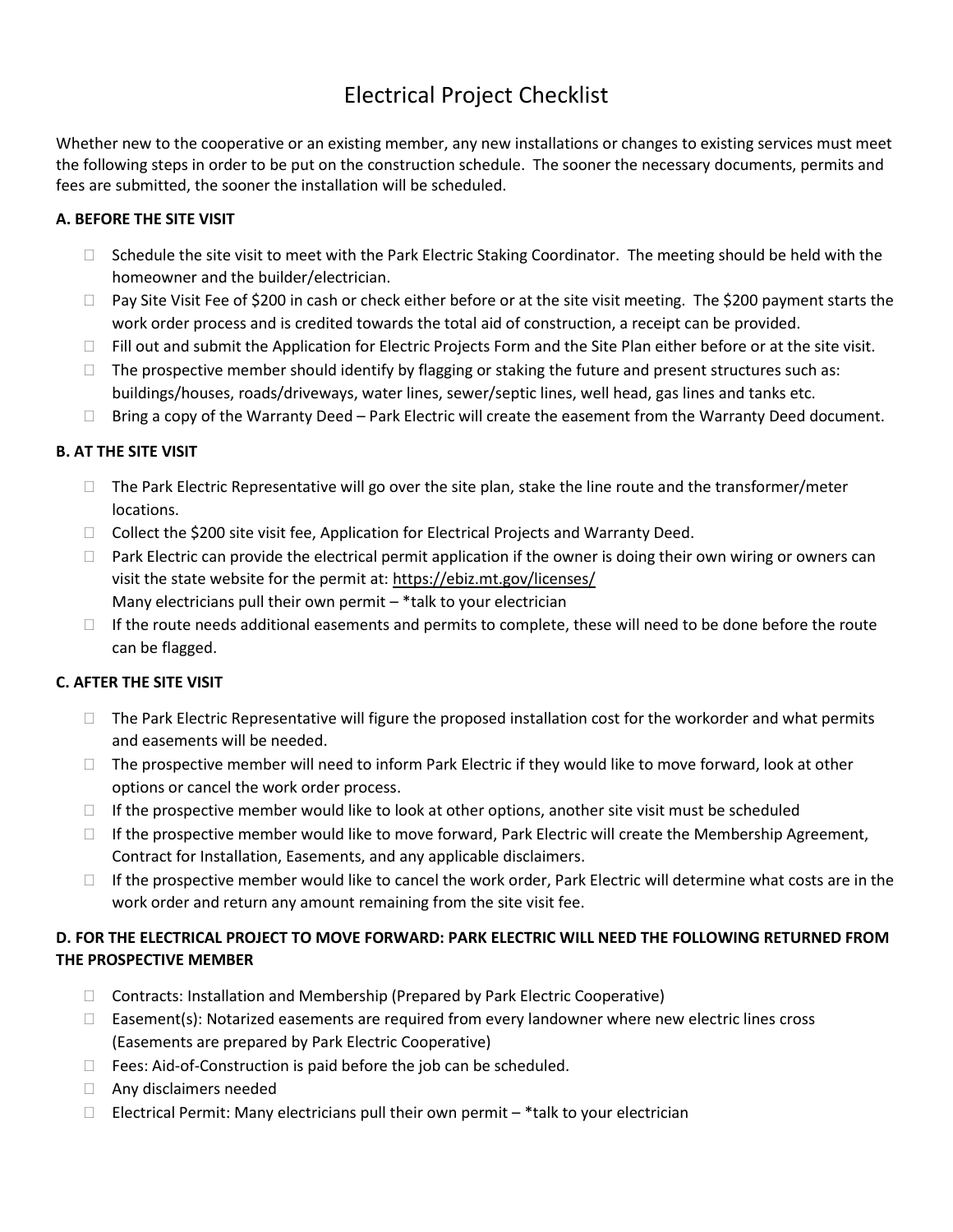# Electrical Project Checklist

Whether new to the cooperative or an existing member, any new installations or changes to existing services must meet the following steps in order to be put on the construction schedule. The sooner the necessary documents, permits and fees are submitted, the sooner the installation will be scheduled.

### A. BEFORE THE SITE VISIT

- ☐ Schedule the site visit to meet with the Park Electric Staking Coordinator. The meeting should be held with the homeowner and the builder/electrician.
- ☐ Pay Site Visit Fee of $200 in cash or check either before or at the site visit meeting. The $200 payment starts the work order process and is credited towards the total aid of construction, a receipt can be provided.
- ☐ Fill out and submit the Application for Electric Projects Form and the Site Plan either before or at the site visit.
- ☐ The prospective member should identify by flagging or staking the future and present structures such as: buildings/houses, roads/driveways, water lines, sewer/septic lines, well head, gas lines and tanks etc.
- ☐ Bring a copy of the Warranty Deed – Park Electric will create the easement from the Warranty Deed document.

### B. AT THE SITE VISIT

- ☐ The Park Electric Representative will go over the site plan, stake the line route and the transformer/meter locations.
- ☐ Collect the $200 site visit fee, Application for Electrical Projects and Warranty Deed.
- ☐ Park Electric can provide the electrical permit application if the owner is doing their own wiring or owners can visit the state website for the permit at: https://ebiz.mt.gov/licenses/
  Many electricians pull their own permit – *talk to your electrician
- ☐ If the route needs additional easements and permits to complete, these will need to be done before the route can be flagged.

### C. AFTER THE SITE VISIT

- ☐ The Park Electric Representative will figure the proposed installation cost for the workorder and what permits and easements will be needed.
- ☐ The prospective member will need to inform Park Electric if they would like to move forward, look at other options or cancel the work order process.
- ☐ If the prospective member would like to look at other options, another site visit must be scheduled
- ☐ If the prospective member would like to move forward, Park Electric will create the Membership Agreement, Contract for Installation, Easements, and any applicable disclaimers.
- ☐ If the prospective member would like to cancel the work order, Park Electric will determine what costs are in the work order and return any amount remaining from the site visit fee.

### D. FOR THE ELECTRICAL PROJECT TO MOVE FORWARD: PARK ELECTRIC WILL NEED THE FOLLOWING RETURNED FROM THE PROSPECTIVE MEMBER

- ☐ Contracts: Installation and Membership (Prepared by Park Electric Cooperative)
- ☐ Easement(s): Notarized easements are required from every landowner where new electric lines cross (Easements are prepared by Park Electric Cooperative)
- ☐ Fees: Aid-of-Construction is paid before the job can be scheduled.
- ☐ Any disclaimers needed
- ☐ Electrical Permit: Many electricians pull their own permit – *talk to your electrician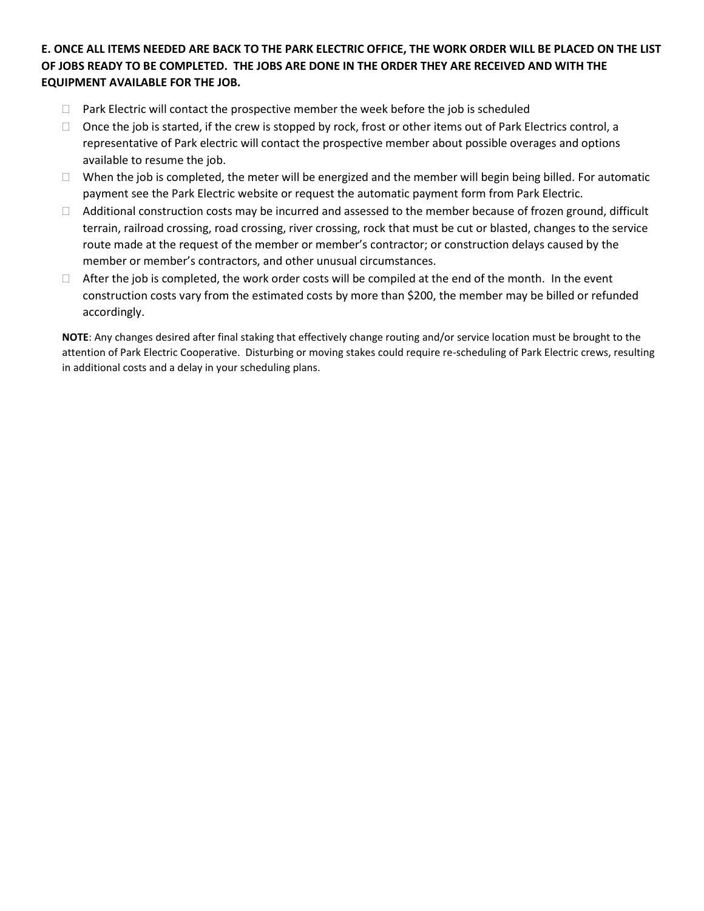**E. ONCE ALL ITEMS NEEDED ARE BACK TO THE PARK ELECTRIC OFFICE, THE WORK ORDER WILL BE PLACED ON THE LIST OF JOBS READY TO BE COMPLETED. THE JOBS ARE DONE IN THE ORDER THEY ARE RECEIVED AND WITH THE EQUIPMENT AVAILABLE FOR THE JOB.**

- Park Electric will contact the prospective member the week before the job is scheduled
- Once the job is started, if the crew is stopped by rock, frost or other items out of Park Electrics control, a representative of Park electric will contact the prospective member about possible overages and options available to resume the job.
- When the job is completed, the meter will be energized and the member will begin being billed. For automatic payment see the Park Electric website or request the automatic payment form from Park Electric.
- Additional construction costs may be incurred and assessed to the member because of frozen ground, difficult terrain, railroad crossing, road crossing, river crossing, rock that must be cut or blasted, changes to the service route made at the request of the member or member's contractor; or construction delays caused by the member or member's contractors, and other unusual circumstances.
- After the job is completed, the work order costs will be compiled at the end of the month. In the event construction costs vary from the estimated costs by more than $200, the member may be billed or refunded accordingly.

**NOTE**: Any changes desired after final staking that effectively change routing and/or service location must be brought to the attention of Park Electric Cooperative. Disturbing or moving stakes could require re-scheduling of Park Electric crews, resulting in additional costs and a delay in your scheduling plans.